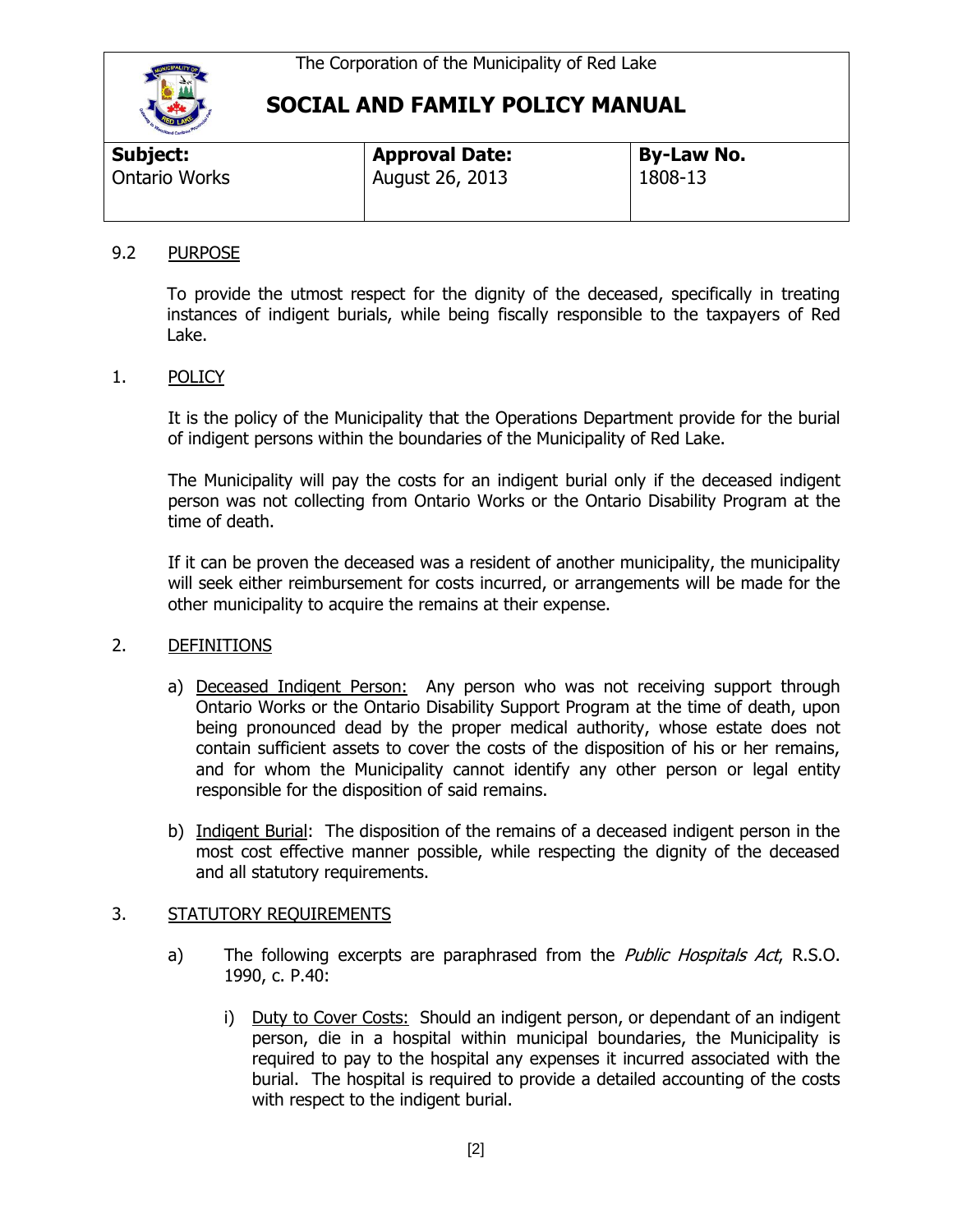The Corporation of the Municipality of Red Lake

# SOCIAL AND FAMILY POLICY MANUAL

| **Subject:** Ontario Works | **Approval Date:** August 26, 2013 | **By-Law No.** 1808-13 |
|---|---|---|

## 9.2 PURPOSE

To provide the utmost respect for the dignity of the deceased, specifically in treating instances of indigent burials, while being fiscally responsible to the taxpayers of Red Lake.

## 1. POLICY

It is the policy of the Municipality that the Operations Department provide for the burial of indigent persons within the boundaries of the Municipality of Red Lake.

The Municipality will pay the costs for an indigent burial only if the deceased indigent person was not collecting from Ontario Works or the Ontario Disability Program at the time of death.

If it can be proven the deceased was a resident of another municipality, the municipality will seek either reimbursement for costs incurred, or arrangements will be made for the other municipality to acquire the remains at their expense.

## 2. DEFINITIONS

a) Deceased Indigent Person: Any person who was not receiving support through Ontario Works or the Ontario Disability Support Program at the time of death, upon being pronounced dead by the proper medical authority, whose estate does not contain sufficient assets to cover the costs of the disposition of his or her remains, and for whom the Municipality cannot identify any other person or legal entity responsible for the disposition of said remains.

b) Indigent Burial: The disposition of the remains of a deceased indigent person in the most cost effective manner possible, while respecting the dignity of the deceased and all statutory requirements.

## 3. STATUTORY REQUIREMENTS

a) The following excerpts are paraphrased from the *Public Hospitals Act*, R.S.O. 1990, c. P.40:

i) Duty to Cover Costs: Should an indigent person, or dependant of an indigent person, die in a hospital within municipal boundaries, the Municipality is required to pay to the hospital any expenses it incurred associated with the burial. The hospital is required to provide a detailed accounting of the costs with respect to the indigent burial.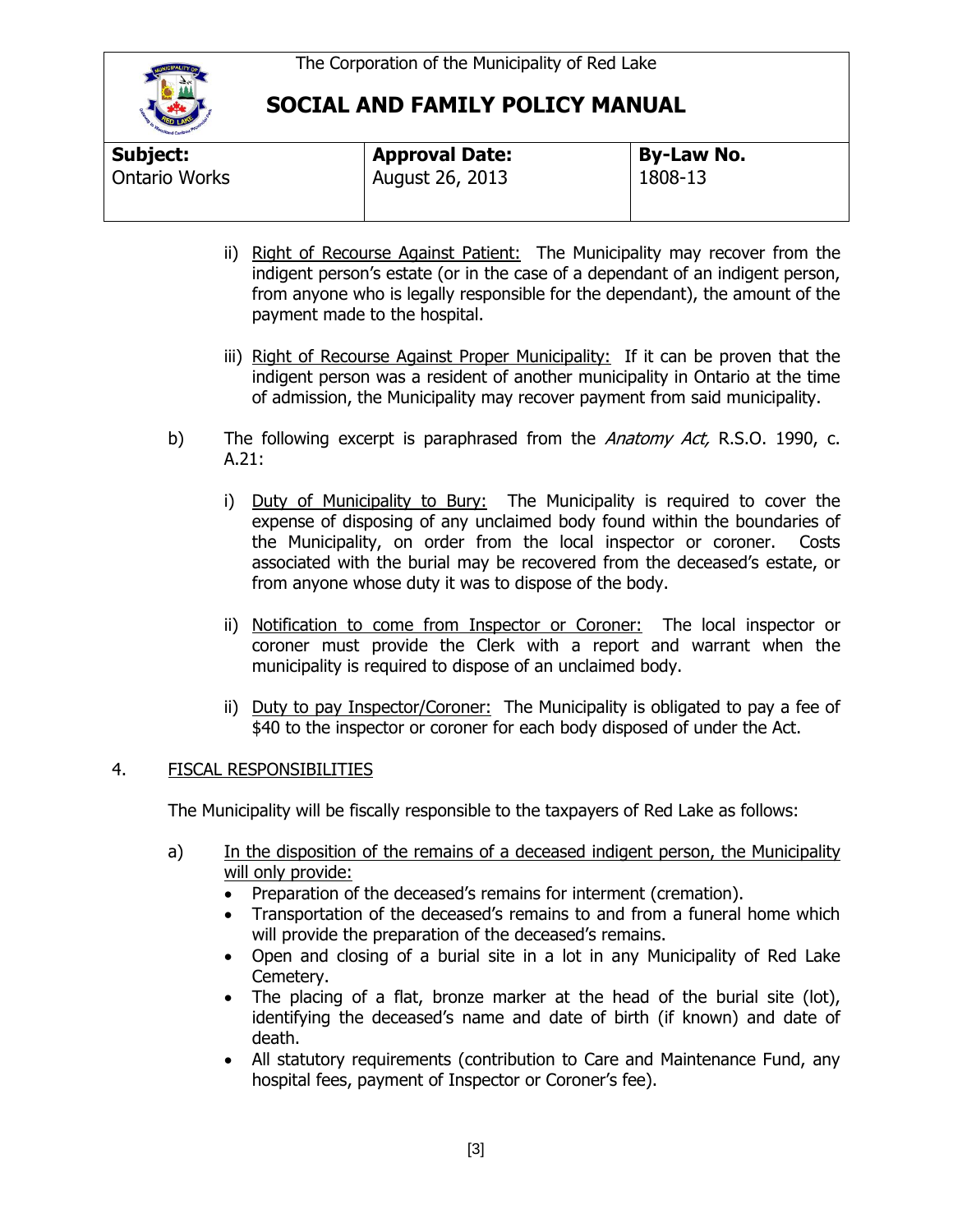ii) Right of Recourse Against Patient: The Municipality may recover from the indigent person's estate (or in the case of a dependant of an indigent person, from anyone who is legally responsible for the dependant), the amount of the payment made to the hospital.

iii) Right of Recourse Against Proper Municipality: If it can be proven that the indigent person was a resident of another municipality in Ontario at the time of admission, the Municipality may recover payment from said municipality.

b) The following excerpt is paraphrased from the *Anatomy Act,* R.S.O. 1990, c. A.21:

i) Duty of Municipality to Bury: The Municipality is required to cover the expense of disposing of any unclaimed body found within the boundaries of the Municipality, on order from the local inspector or coroner. Costs associated with the burial may be recovered from the deceased's estate, or from anyone whose duty it was to dispose of the body.

ii) Notification to come from Inspector or Coroner: The local inspector or coroner must provide the Clerk with a report and warrant when the municipality is required to dispose of an unclaimed body.

ii) Duty to pay Inspector/Coroner: The Municipality is obligated to pay a fee of $40 to the inspector or coroner for each body disposed of under the Act.

## 4. FISCAL RESPONSIBILITIES

The Municipality will be fiscally responsible to the taxpayers of Red Lake as follows:

a) In the disposition of the remains of a deceased indigent person, the Municipality will only provide:

- Preparation of the deceased's remains for interment (cremation).
- Transportation of the deceased's remains to and from a funeral home which will provide the preparation of the deceased's remains.
- Open and closing of a burial site in a lot in any Municipality of Red Lake Cemetery.
- The placing of a flat, bronze marker at the head of the burial site (lot), identifying the deceased's name and date of birth (if known) and date of death.
- All statutory requirements (contribution to Care and Maintenance Fund, any hospital fees, payment of Inspector or Coroner's fee).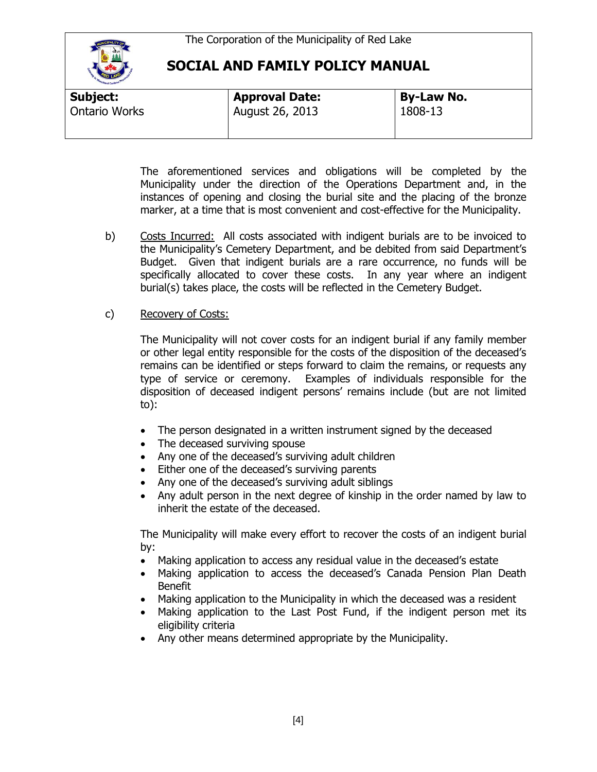The aforementioned services and obligations will be completed by the Municipality under the direction of the Operations Department and, in the instances of opening and closing the burial site and the placing of the bronze marker, at a time that is most convenient and cost-effective for the Municipality.

b) Costs Incurred: All costs associated with indigent burials are to be invoiced to the Municipality's Cemetery Department, and be debited from said Department's Budget. Given that indigent burials are a rare occurrence, no funds will be specifically allocated to cover these costs. In any year where an indigent burial(s) takes place, the costs will be reflected in the Cemetery Budget.

c) Recovery of Costs:

The Municipality will not cover costs for an indigent burial if any family member or other legal entity responsible for the costs of the disposition of the deceased's remains can be identified or steps forward to claim the remains, or requests any type of service or ceremony. Examples of individuals responsible for the disposition of deceased indigent persons' remains include (but are not limited to):

- The person designated in a written instrument signed by the deceased
- The deceased surviving spouse
- Any one of the deceased's surviving adult children
- Either one of the deceased's surviving parents
- Any one of the deceased's surviving adult siblings
- Any adult person in the next degree of kinship in the order named by law to inherit the estate of the deceased.

The Municipality will make every effort to recover the costs of an indigent burial by:

- Making application to access any residual value in the deceased's estate
- Making application to access the deceased's Canada Pension Plan Death Benefit
- Making application to the Municipality in which the deceased was a resident
- Making application to the Last Post Fund, if the indigent person met its eligibility criteria
- Any other means determined appropriate by the Municipality.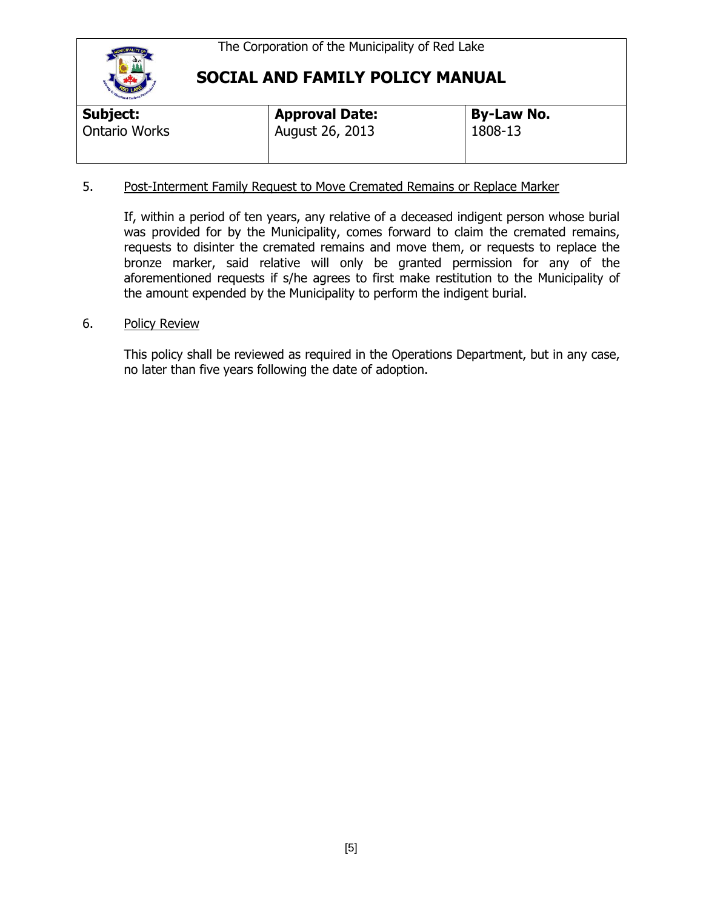| Subject: | Approval Date: | By-Law No. |
| --- | --- | --- |
| Ontario Works | August 26, 2013 | 1808-13 |

5. Post-Interment Family Request to Move Cremated Remains or Replace Marker

If, within a period of ten years, any relative of a deceased indigent person whose burial was provided for by the Municipality, comes forward to claim the cremated remains, requests to disinter the cremated remains and move them, or requests to replace the bronze marker, said relative will only be granted permission for any of the aforementioned requests if s/he agrees to first make restitution to the Municipality of the amount expended by the Municipality to perform the indigent burial.

6. Policy Review

This policy shall be reviewed as required in the Operations Department, but in any case, no later than five years following the date of adoption.